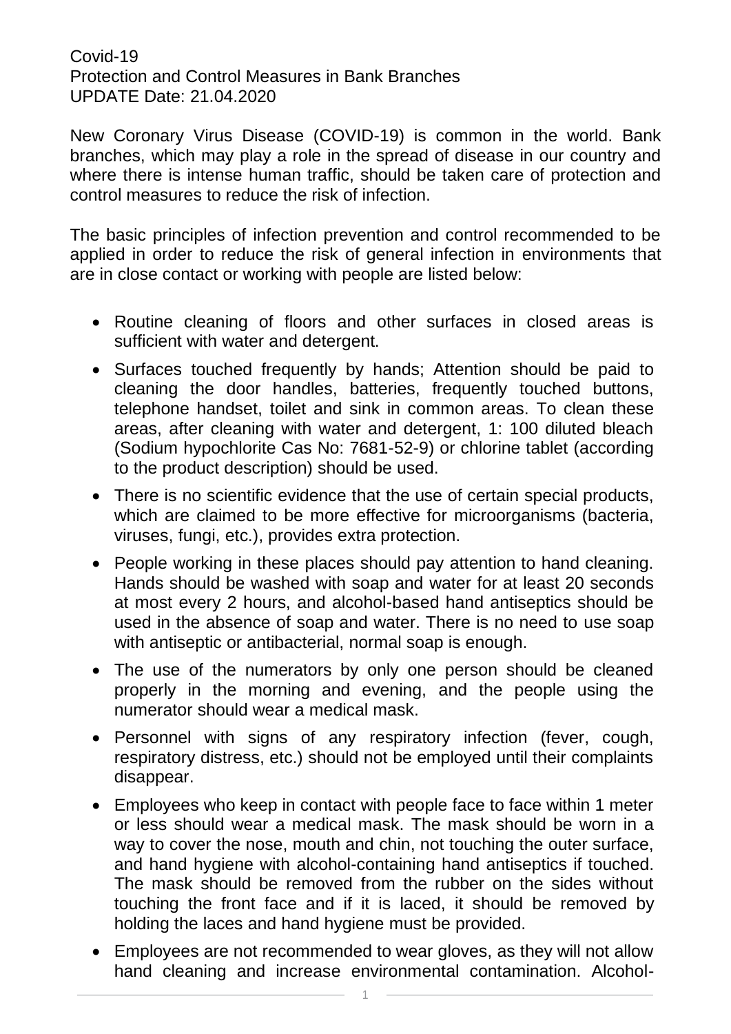Covid-19
Protection and Control Measures in Bank Branches
UPDATE Date: 21.04.2020

New Coronary Virus Disease (COVID-19) is common in the world. Bank branches, which may play a role in the spread of disease in our country and where there is intense human traffic, should be taken care of protection and control measures to reduce the risk of infection.

The basic principles of infection prevention and control recommended to be applied in order to reduce the risk of general infection in environments that are in close contact or working with people are listed below:

- Routine cleaning of floors and other surfaces in closed areas is sufficient with water and detergent.
- Surfaces touched frequently by hands; Attention should be paid to cleaning the door handles, batteries, frequently touched buttons, telephone handset, toilet and sink in common areas. To clean these areas, after cleaning with water and detergent, 1: 100 diluted bleach (Sodium hypochlorite Cas No: 7681-52-9) or chlorine tablet (according to the product description) should be used.
- There is no scientific evidence that the use of certain special products, which are claimed to be more effective for microorganisms (bacteria, viruses, fungi, etc.), provides extra protection.
- People working in these places should pay attention to hand cleaning. Hands should be washed with soap and water for at least 20 seconds at most every 2 hours, and alcohol-based hand antiseptics should be used in the absence of soap and water. There is no need to use soap with antiseptic or antibacterial, normal soap is enough.
- The use of the numerators by only one person should be cleaned properly in the morning and evening, and the people using the numerator should wear a medical mask.
- Personnel with signs of any respiratory infection (fever, cough, respiratory distress, etc.) should not be employed until their complaints disappear.
- Employees who keep in contact with people face to face within 1 meter or less should wear a medical mask. The mask should be worn in a way to cover the nose, mouth and chin, not touching the outer surface, and hand hygiene with alcohol-containing hand antiseptics if touched. The mask should be removed from the rubber on the sides without touching the front face and if it is laced, it should be removed by holding the laces and hand hygiene must be provided.
- Employees are not recommended to wear gloves, as they will not allow hand cleaning and increase environmental contamination. Alcohol-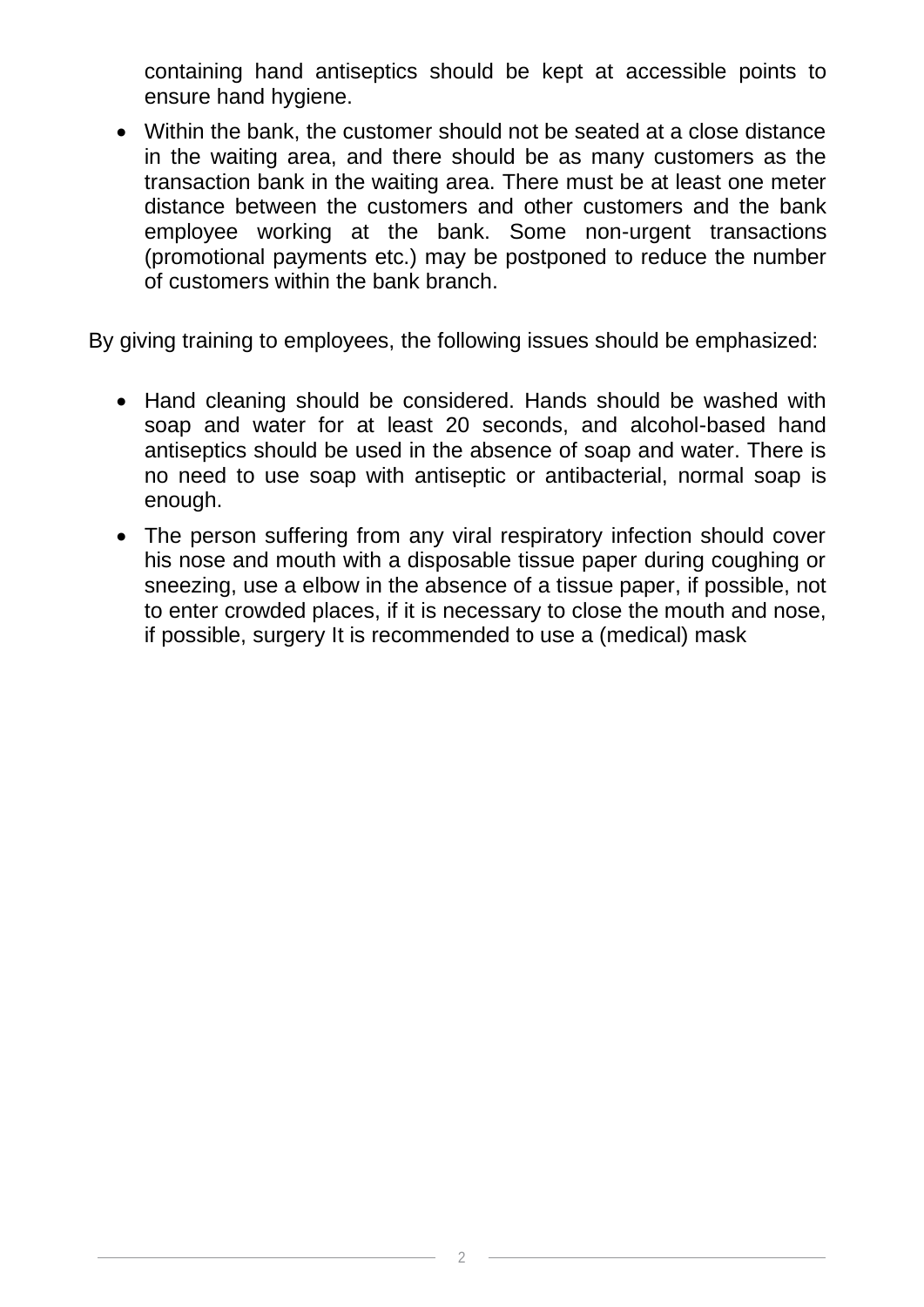containing hand antiseptics should be kept at accessible points to ensure hand hygiene.

- Within the bank, the customer should not be seated at a close distance in the waiting area, and there should be as many customers as the transaction bank in the waiting area. There must be at least one meter distance between the customers and other customers and the bank employee working at the bank. Some non-urgent transactions (promotional payments etc.) may be postponed to reduce the number of customers within the bank branch.

By giving training to employees, the following issues should be emphasized:

- Hand cleaning should be considered. Hands should be washed with soap and water for at least 20 seconds, and alcohol-based hand antiseptics should be used in the absence of soap and water. There is no need to use soap with antiseptic or antibacterial, normal soap is enough.
- The person suffering from any viral respiratory infection should cover his nose and mouth with a disposable tissue paper during coughing or sneezing, use a elbow in the absence of a tissue paper, if possible, not to enter crowded places, if it is necessary to close the mouth and nose, if possible, surgery It is recommended to use a (medical) mask